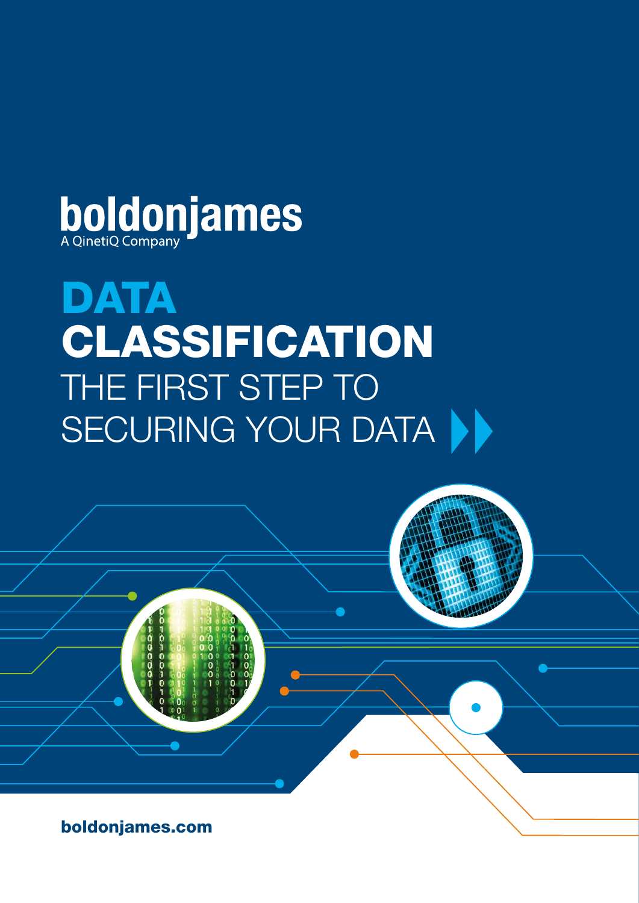boldonjames
A QinetiQ Company

# DATA CLASSIFICATION

## THE FIRST STEP TO SECURING YOUR DATA

boldonjames.com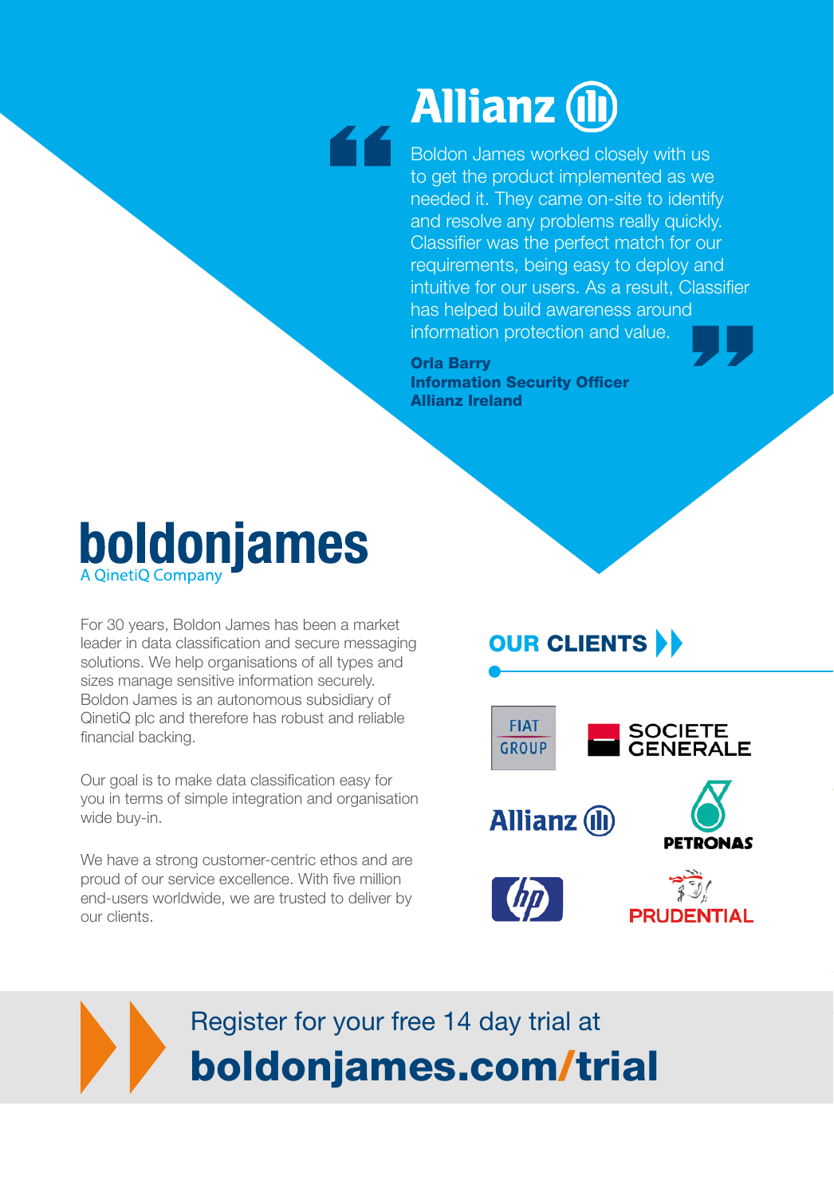## Allianz

> Boldon James worked closely with us to get the product implemented as we needed it. They came on-site to identify and resolve any problems really quickly. Classifier was the perfect match for our requirements, being easy to deploy and intuitive for our users. As a result, Classifier has helped build awareness around information protection and value.

**Orla Barry**
**Information Security Officer**
**Allianz Ireland**

# boldonjames

A QinetiQ Company

For 30 years, Boldon James has been a market leader in data classification and secure messaging solutions. We help organisations of all types and sizes manage sensitive information securely. Boldon James is an autonomous subsidiary of QinetiQ plc and therefore has robust and reliable financial backing.

Our goal is to make data classification easy for you in terms of simple integration and organisation wide buy-in.

We have a strong customer-centric ethos and are proud of our service excellence. With five million end-users worldwide, we are trusted to deliver by our clients.

## OUR CLIENTS

- FIAT GROUP
- SOCIETE GENERALE
- Allianz
- PETRONAS
- hp
- PRUDENTIAL

Register for your free 14 day trial at

**boldonjames.com/trial**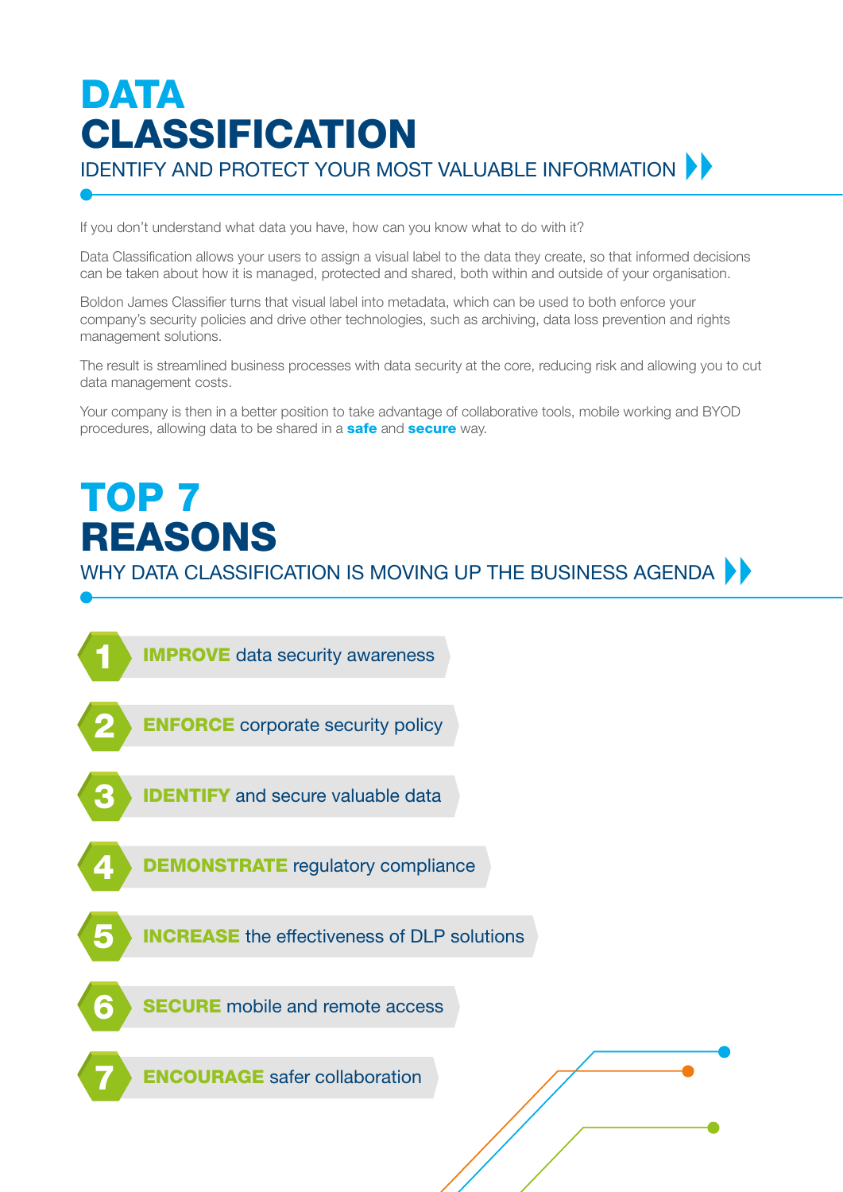# DATA CLASSIFICATION

## IDENTIFY AND PROTECT YOUR MOST VALUABLE INFORMATION

If you don't understand what data you have, how can you know what to do with it?

Data Classification allows your users to assign a visual label to the data they create, so that informed decisions can be taken about how it is managed, protected and shared, both within and outside of your organisation.

Boldon James Classifier turns that visual label into metadata, which can be used to both enforce your company's security policies and drive other technologies, such as archiving, data loss prevention and rights management solutions.

The result is streamlined business processes with data security at the core, reducing risk and allowing you to cut data management costs.

Your company is then in a better position to take advantage of collaborative tools, mobile working and BYOD procedures, allowing data to be shared in a **safe** and **secure** way.

# TOP 7 REASONS

## WHY DATA CLASSIFICATION IS MOVING UP THE BUSINESS AGENDA

1. **IMPROVE** data security awareness
2. **ENFORCE** corporate security policy
3. **IDENTIFY** and secure valuable data
4. **DEMONSTRATE** regulatory compliance
5. **INCREASE** the effectiveness of DLP solutions
6. **SECURE** mobile and remote access
7. **ENCOURAGE** safer collaboration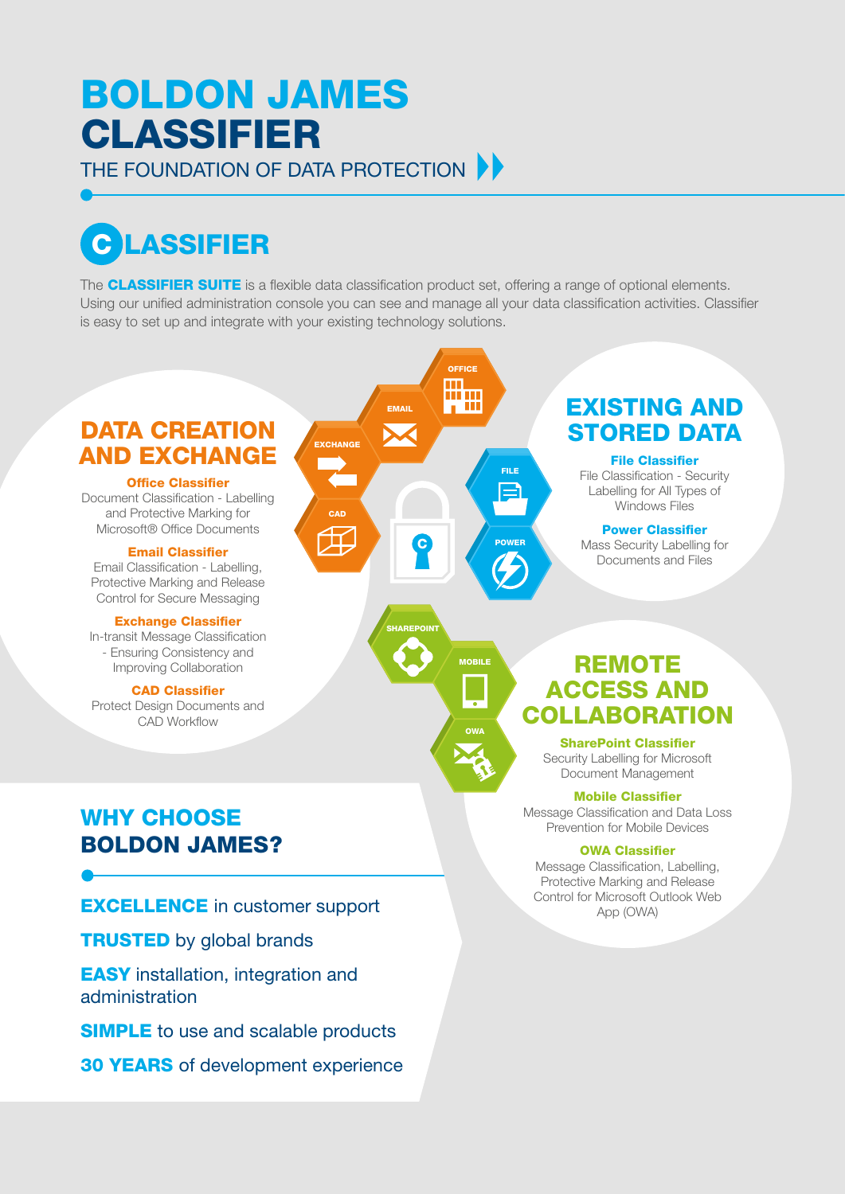# BOLDON JAMES CLASSIFIER

THE FOUNDATION OF DATA PROTECTION

## CLASSIFIER

The **CLASSIFIER SUITE** is a flexible data classification product set, offering a range of optional elements. Using our unified administration console you can see and manage all your data classification activities. Classifier is easy to set up and integrate with your existing technology solutions.

### DATA CREATION AND EXCHANGE

**Office Classifier**
Document Classification - Labelling and Protective Marking for Microsoft® Office Documents

**Email Classifier**
Email Classification - Labelling, Protective Marking and Release Control for Secure Messaging

**Exchange Classifier**
In-transit Message Classification - Ensuring Consistency and Improving Collaboration

**CAD Classifier**
Protect Design Documents and CAD Workflow

### EXISTING AND STORED DATA

**File Classifier**
File Classification - Security Labelling for All Types of Windows Files

**Power Classifier**
Mass Security Labelling for Documents and Files

### REMOTE ACCESS AND COLLABORATION

**SharePoint Classifier**
Security Labelling for Microsoft Document Management

**Mobile Classifier**
Message Classification and Data Loss Prevention for Mobile Devices

**OWA Classifier**
Message Classification, Labelling, Protective Marking and Release Control for Microsoft Outlook Web App (OWA)

## WHY CHOOSE BOLDON JAMES?

**EXCELLENCE** in customer support

**TRUSTED** by global brands

**EASY** installation, integration and administration

**SIMPLE** to use and scalable products

**30 YEARS** of development experience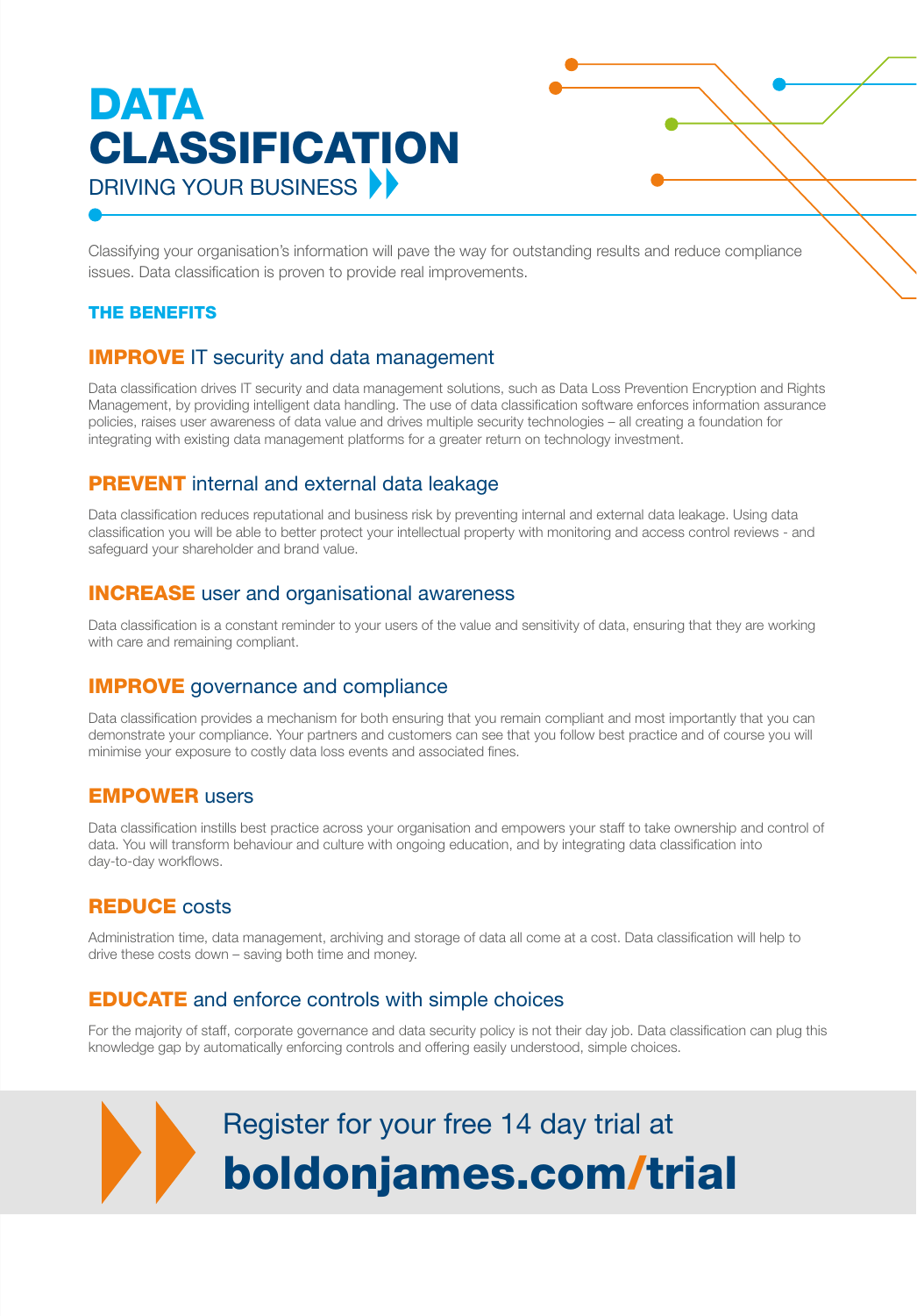# DATA CLASSIFICATION

DRIVING YOUR BUSINESS

Classifying your organisation's information will pave the way for outstanding results and reduce compliance issues. Data classification is proven to provide real improvements.

## THE BENEFITS

### IMPROVE IT security and data management

Data classification drives IT security and data management solutions, such as Data Loss Prevention Encryption and Rights Management, by providing intelligent data handling. The use of data classification software enforces information assurance policies, raises user awareness of data value and drives multiple security technologies – all creating a foundation for integrating with existing data management platforms for a greater return on technology investment.

### PREVENT internal and external data leakage

Data classification reduces reputational and business risk by preventing internal and external data leakage. Using data classification you will be able to better protect your intellectual property with monitoring and access control reviews - and safeguard your shareholder and brand value.

### INCREASE user and organisational awareness

Data classification is a constant reminder to your users of the value and sensitivity of data, ensuring that they are working with care and remaining compliant.

### IMPROVE governance and compliance

Data classification provides a mechanism for both ensuring that you remain compliant and most importantly that you can demonstrate your compliance. Your partners and customers can see that you follow best practice and of course you will minimise your exposure to costly data loss events and associated fines.

### EMPOWER users

Data classification instills best practice across your organisation and empowers your staff to take ownership and control of data. You will transform behaviour and culture with ongoing education, and by integrating data classification into day-to-day workflows.

### REDUCE costs

Administration time, data management, archiving and storage of data all come at a cost. Data classification will help to drive these costs down – saving both time and money.

### EDUCATE and enforce controls with simple choices

For the majority of staff, corporate governance and data security policy is not their day job. Data classification can plug this knowledge gap by automatically enforcing controls and offering easily understood, simple choices.

Register for your free 14 day trial at

**boldonjames.com/trial**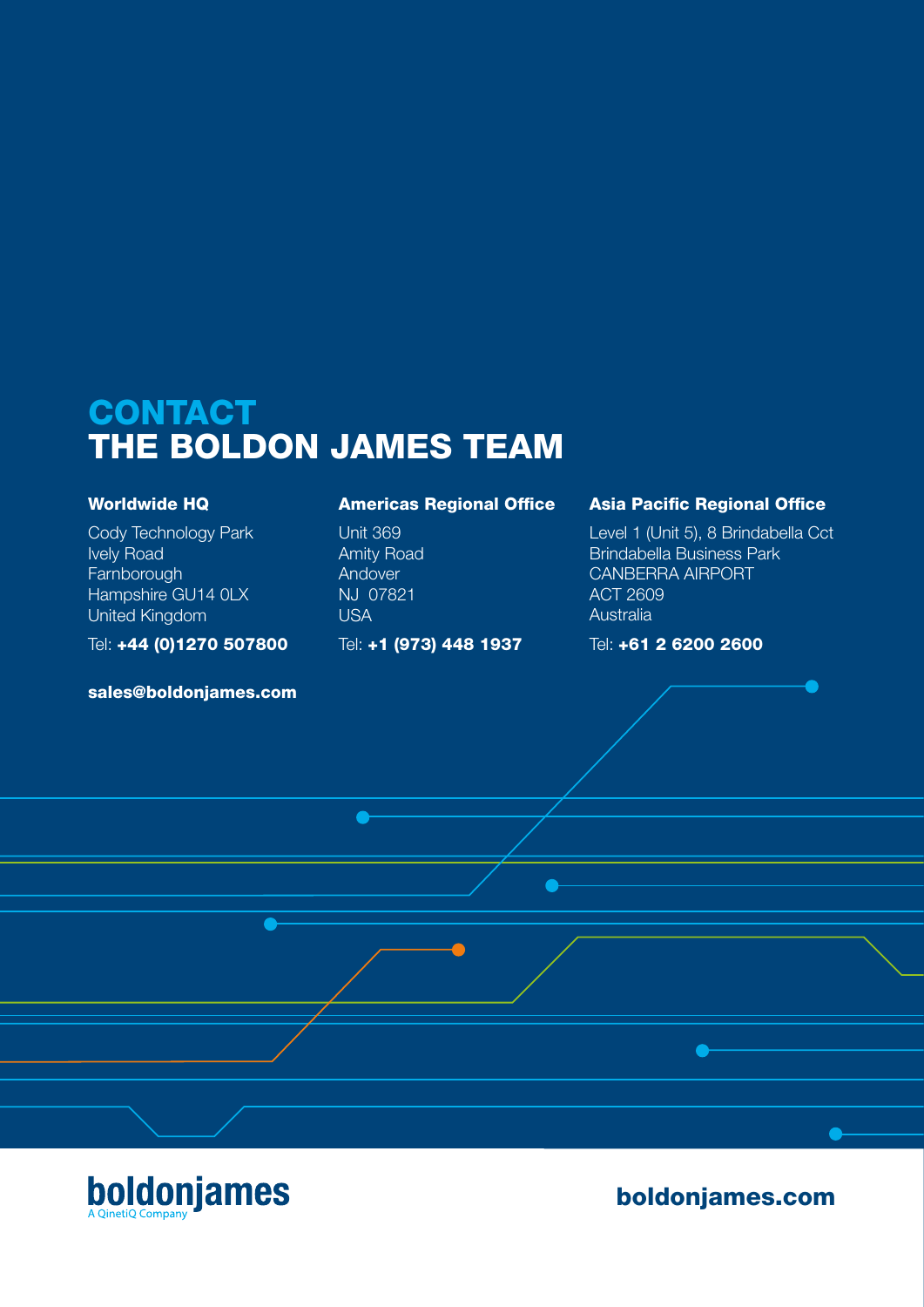# CONTACT
# THE BOLDON JAMES TEAM

**Worldwide HQ**

Cody Technology Park
Ively Road
Farnborough
Hampshire GU14 0LX
United Kingdom

Tel: **+44 (0)1270 507800**

**sales@boldonjames.com**

**Americas Regional Office**

Unit 369
Amity Road
Andover
NJ 07821
USA

Tel: **+1 (973) 448 1937**

**Asia Pacific Regional Office**

Level 1 (Unit 5), 8 Brindabella Cct
Brindabella Business Park
CANBERRA AIRPORT
ACT 2609
Australia

Tel: **+61 2 6200 2600**

**boldonjames**
A QinetiQ Company

**boldonjames.com**